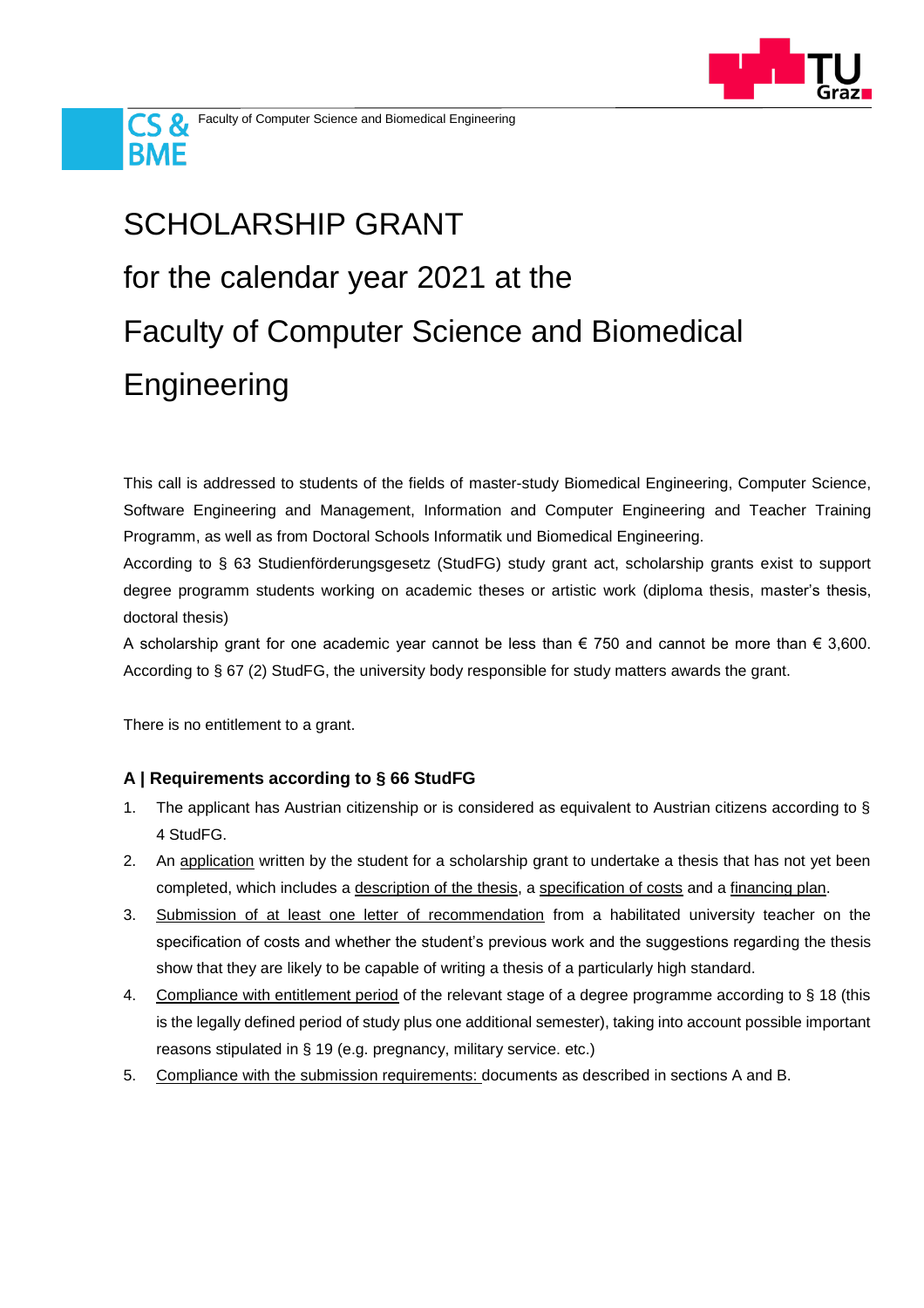# SCHOLARSHIP GRANT

# for the calendar year 2021 at the

# Faculty of Computer Science and Biomedical Engineering

This call is addressed to students of the fields of master-study Biomedical Engineering, Computer Science, Software Engineering and Management, Information and Computer Engineering and Teacher Training Programm, as well as from Doctoral Schools Informatik und Biomedical Engineering.

According to § 63 Studienförderungsgesetz (StudFG) study grant act, scholarship grants exist to support degree programm students working on academic theses or artistic work (diploma thesis, master's thesis, doctoral thesis)

A scholarship grant for one academic year cannot be less than € 750 and cannot be more than € 3,600. According to § 67 (2) StudFG, the university body responsible for study matters awards the grant.

There is no entitlement to a grant.

### A | Requirements according to § 66 StudFG

1. The applicant has Austrian citizenship or is considered as equivalent to Austrian citizens according to § 4 StudFG.
2. An application written by the student for a scholarship grant to undertake a thesis that has not yet been completed, which includes a description of the thesis, a specification of costs and a financing plan.
3. Submission of at least one letter of recommendation from a habilitated university teacher on the specification of costs and whether the student's previous work and the suggestions regarding the thesis show that they are likely to be capable of writing a thesis of a particularly high standard.
4. Compliance with entitlement period of the relevant stage of a degree programme according to § 18 (this is the legally defined period of study plus one additional semester), taking into account possible important reasons stipulated in § 19 (e.g. pregnancy, military service. etc.)
5. Compliance with the submission requirements: documents as described in sections A and B.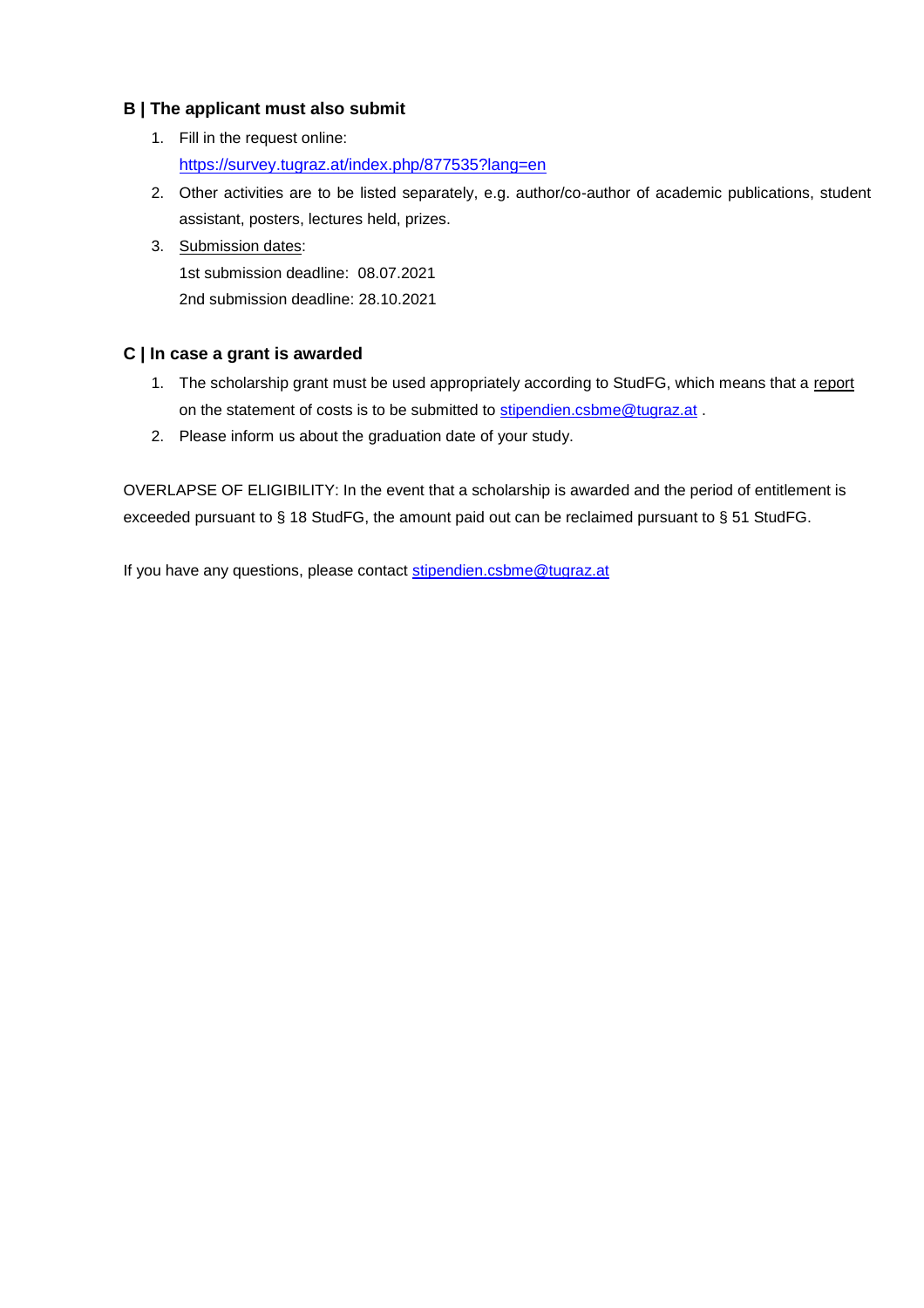## B | The applicant must also submit

1. Fill in the request online:
   https://survey.tugraz.at/index.php/877535?lang=en
2. Other activities are to be listed separately, e.g. author/co-author of academic publications, student assistant, posters, lectures held, prizes.
3. Submission dates:
   1st submission deadline: 08.07.2021
   2nd submission deadline: 28.10.2021

## C | In case a grant is awarded

1. The scholarship grant must be used appropriately according to StudFG, which means that a report on the statement of costs is to be submitted to stipendien.csbme@tugraz.at .
2. Please inform us about the graduation date of your study.

OVERLAPSE OF ELIGIBILITY: In the event that a scholarship is awarded and the period of entitlement is exceeded pursuant to § 18 StudFG, the amount paid out can be reclaimed pursuant to § 51 StudFG.

If you have any questions, please contact stipendien.csbme@tugraz.at